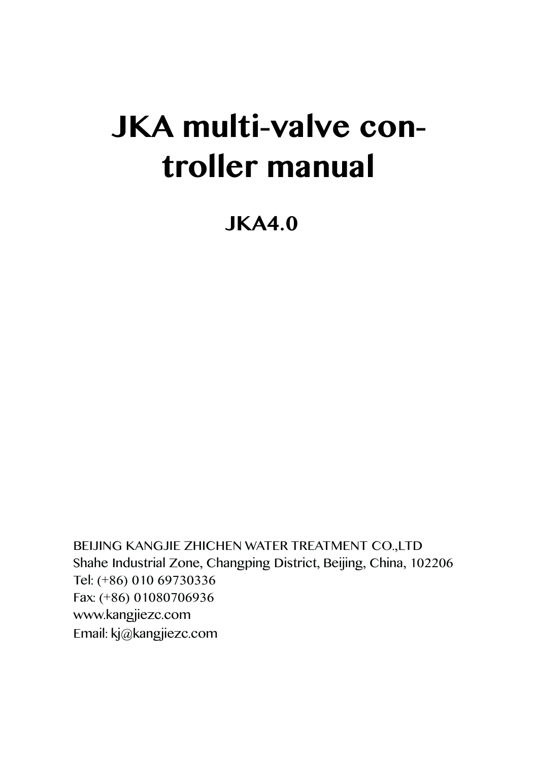# JKA multi-valve controller manual

## JKA4.0

BEIJING KANGJIE ZHICHEN WATER TREATMENT CO.,LTD
Shahe Industrial Zone, Changping District, Beijing, China, 102206
Tel: (+86) 010 69730336
Fax: (+86) 01080706936
www.kangjiezc.com
Email: kj@kangjiezc.com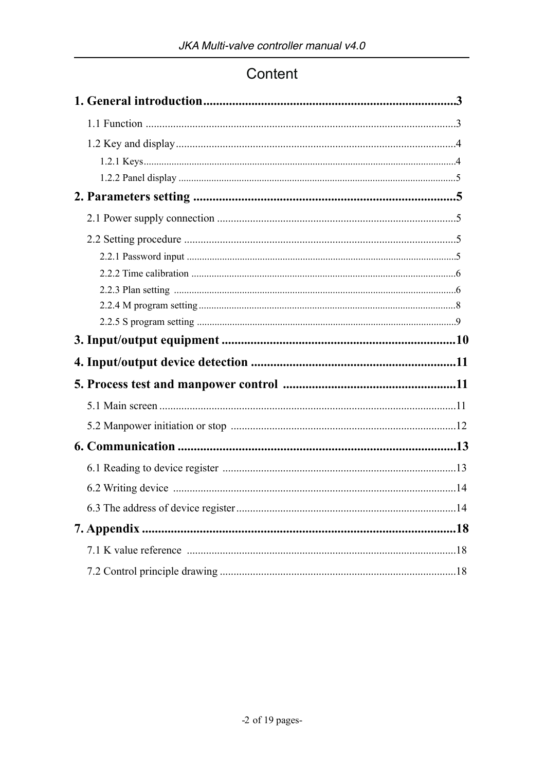# Content

**1. General introduction .......... 3**

- 1.1 Function .......... 3
- 1.2 Key and display .......... 4
  - 1.2.1 Keys .......... 4
  - 1.2.2 Panel display .......... 5

**2. Parameters setting .......... 5**

- 2.1 Power supply connection .......... 5
- 2.2 Setting procedure .......... 5
  - 2.2.1 Password input .......... 5
  - 2.2.2 Time calibration .......... 6
  - 2.2.3 Plan setting .......... 6
  - 2.2.4 M program setting .......... 8
  - 2.2.5 S program setting .......... 9

**3. Input/output equipment .......... 10**

**4. Input/output device detection .......... 11**

**5. Process test and manpower control .......... 11**

- 5.1 Main screen .......... 11
- 5.2 Manpower initiation or stop .......... 12

**6. Communication .......... 13**

- 6.1 Reading to device register .......... 13
- 6.2 Writing device .......... 14
- 6.3 The address of device register .......... 14

**7. Appendix .......... 18**

- 7.1 K value reference .......... 18
- 7.2 Control principle drawing .......... 18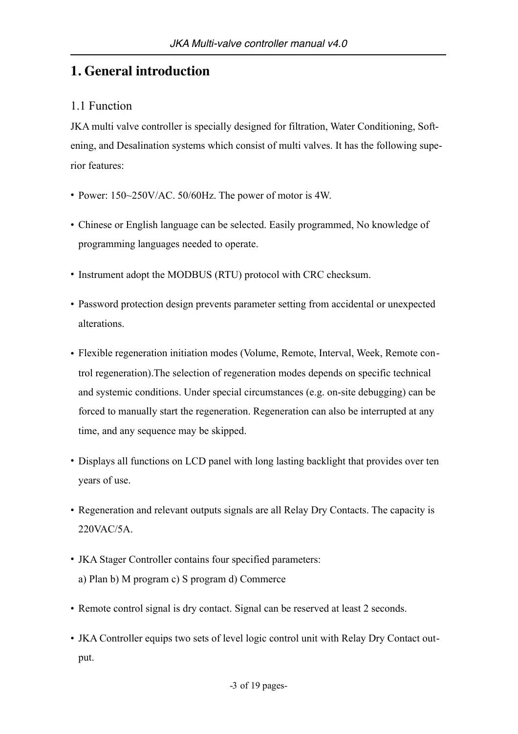# 1. General introduction

## 1.1 Function

JKA multi valve controller is specially designed for filtration, Water Conditioning, Softening, and Desalination systems which consist of multi valves. It has the following superior features:

- Power: 150~250V/AC. 50/60Hz. The power of motor is 4W.
- Chinese or English language can be selected. Easily programmed, No knowledge of programming languages needed to operate.
- Instrument adopt the MODBUS (RTU) protocol with CRC checksum.
- Password protection design prevents parameter setting from accidental or unexpected alterations.
- Flexible regeneration initiation modes (Volume, Remote, Interval, Week, Remote control regeneration).The selection of regeneration modes depends on specific technical and systemic conditions. Under special circumstances (e.g. on-site debugging) can be forced to manually start the regeneration. Regeneration can also be interrupted at any time, and any sequence may be skipped.
- Displays all functions on LCD panel with long lasting backlight that provides over ten years of use.
- Regeneration and relevant outputs signals are all Relay Dry Contacts. The capacity is 220VAC/5A.
- JKA Stager Controller contains four specified parameters:
  a) Plan b) M program c) S program d) Commerce
- Remote control signal is dry contact. Signal can be reserved at least 2 seconds.
- JKA Controller equips two sets of level logic control unit with Relay Dry Contact output.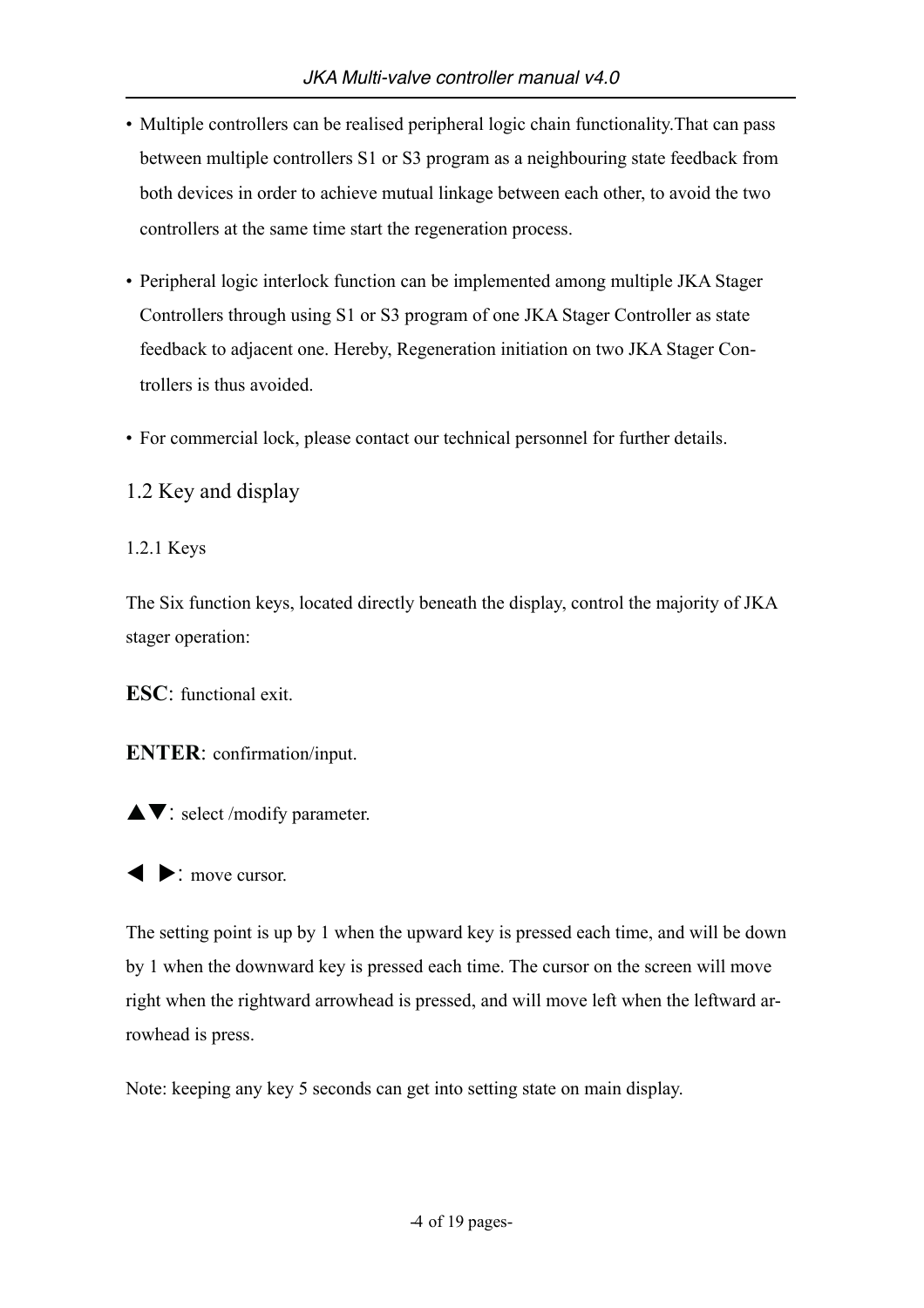- Multiple controllers can be realised peripheral logic chain functionality.That can pass between multiple controllers S1 or S3 program as a neighbouring state feedback from both devices in order to achieve mutual linkage between each other, to avoid the two controllers at the same time start the regeneration process.
- Peripheral logic interlock function can be implemented among multiple JKA Stager Controllers through using S1 or S3 program of one JKA Stager Controller as state feedback to adjacent one. Hereby, Regeneration initiation on two JKA Stager Controllers is thus avoided.
- For commercial lock, please contact our technical personnel for further details.

## 1.2 Key and display

### 1.2.1 Keys

The Six function keys, located directly beneath the display, control the majority of JKA stager operation:

**ESC**: functional exit.

**ENTER**: confirmation/input.

▲▼: select /modify parameter.

◀ ▶: move cursor.

The setting point is up by 1 when the upward key is pressed each time, and will be down by 1 when the downward key is pressed each time. The cursor on the screen will move right when the rightward arrowhead is pressed, and will move left when the leftward arrowhead is press.

Note: keeping any key 5 seconds can get into setting state on main display.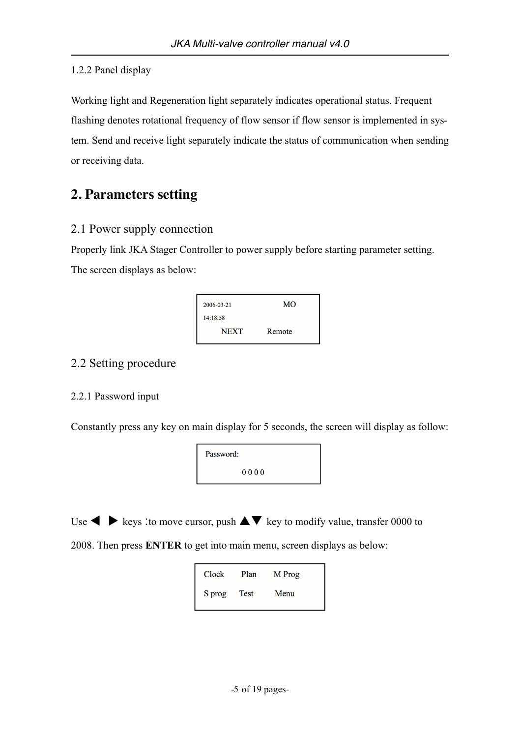1.2.2 Panel display

Working light and Regeneration light separately indicates operational status. Frequent flashing denotes rotational frequency of flow sensor if flow sensor is implemented in system. Send and receive light separately indicate the status of communication when sending or receiving data.

# 2. Parameters setting

## 2.1 Power supply connection

Properly link JKA Stager Controller to power supply before starting parameter setting. The screen displays as below:

```
2006-03-21        MO
14:18:58
    NEXT      Remote
```

## 2.2 Setting procedure

2.2.1 Password input

Constantly press any key on main display for 5 seconds, the screen will display as follow:

```
Password:
          0 0 0 0
```

Use ◀ ▶ keys :to move cursor, push ▲▼ key to modify value, transfer 0000 to 2008. Then press **ENTER** to get into main menu, screen displays as below:

```
Clock    Plan    M Prog
S prog   Test    Menu
```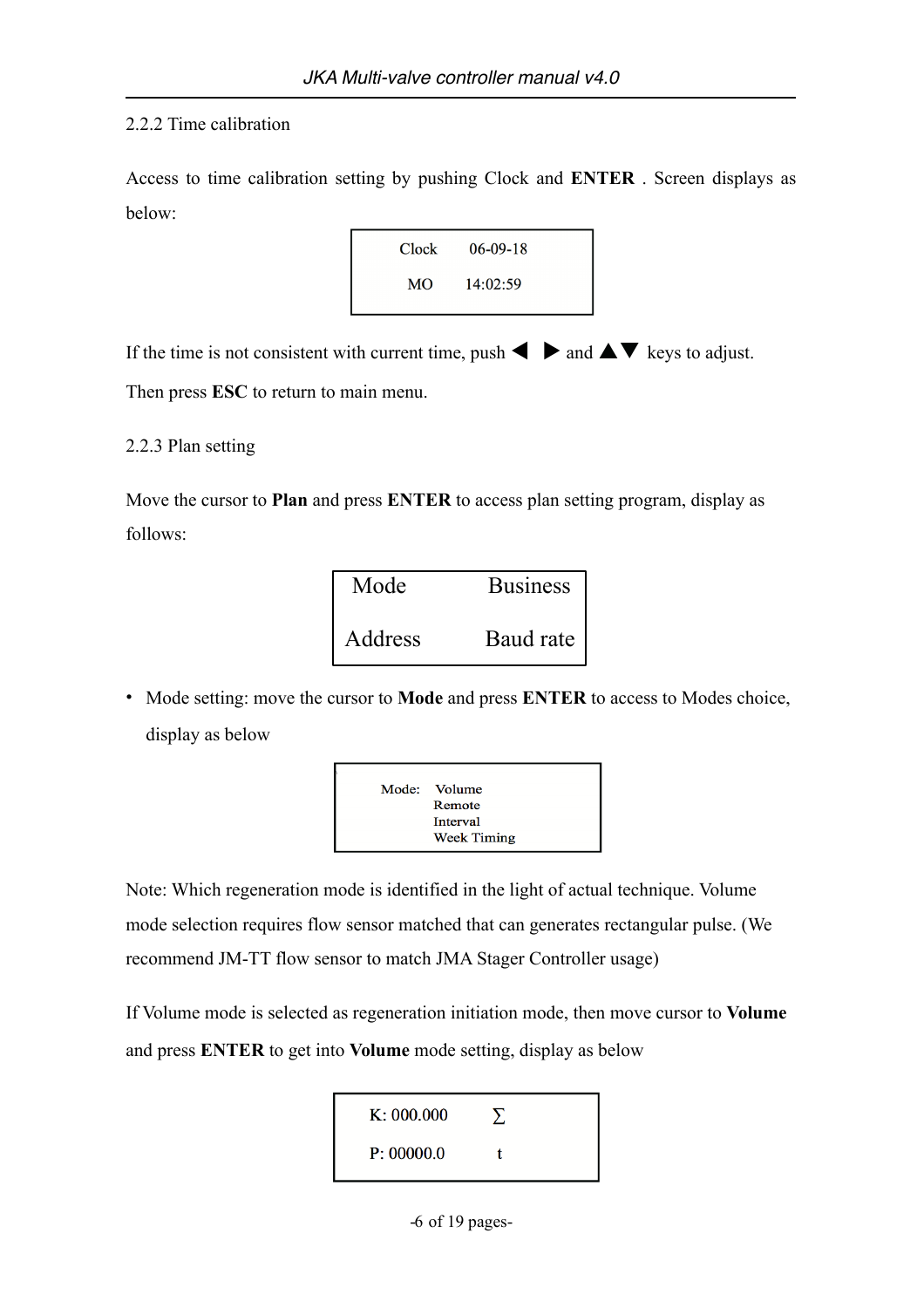### 2.2.2 Time calibration

Access to time calibration setting by pushing Clock and **ENTER** . Screen displays as below:

```
Clock    06-09-18
MO       14:02:59
```

If the time is not consistent with current time, push ◀ ▶ and ▲▼ keys to adjust. Then press **ESC** to return to main menu.

### 2.2.3 Plan setting

Move the cursor to **Plan** and press **ENTER** to access plan setting program, display as follows:

```
Mode        Business
Address     Baud rate
```

- Mode setting: move the cursor to **Mode** and press **ENTER** to access to Modes choice, display as below

```
Mode:  Volume
       Remote
       Interval
       Week Timing
```

Note: Which regeneration mode is identified in the light of actual technique. Volume mode selection requires flow sensor matched that can generates rectangular pulse. (We recommend JM-TT flow sensor to match JMA Stager Controller usage)

If Volume mode is selected as regeneration initiation mode, then move cursor to **Volume** and press **ENTER** to get into **Volume** mode setting, display as below

```
K: 000.000    Σ
P: 00000.0    t
```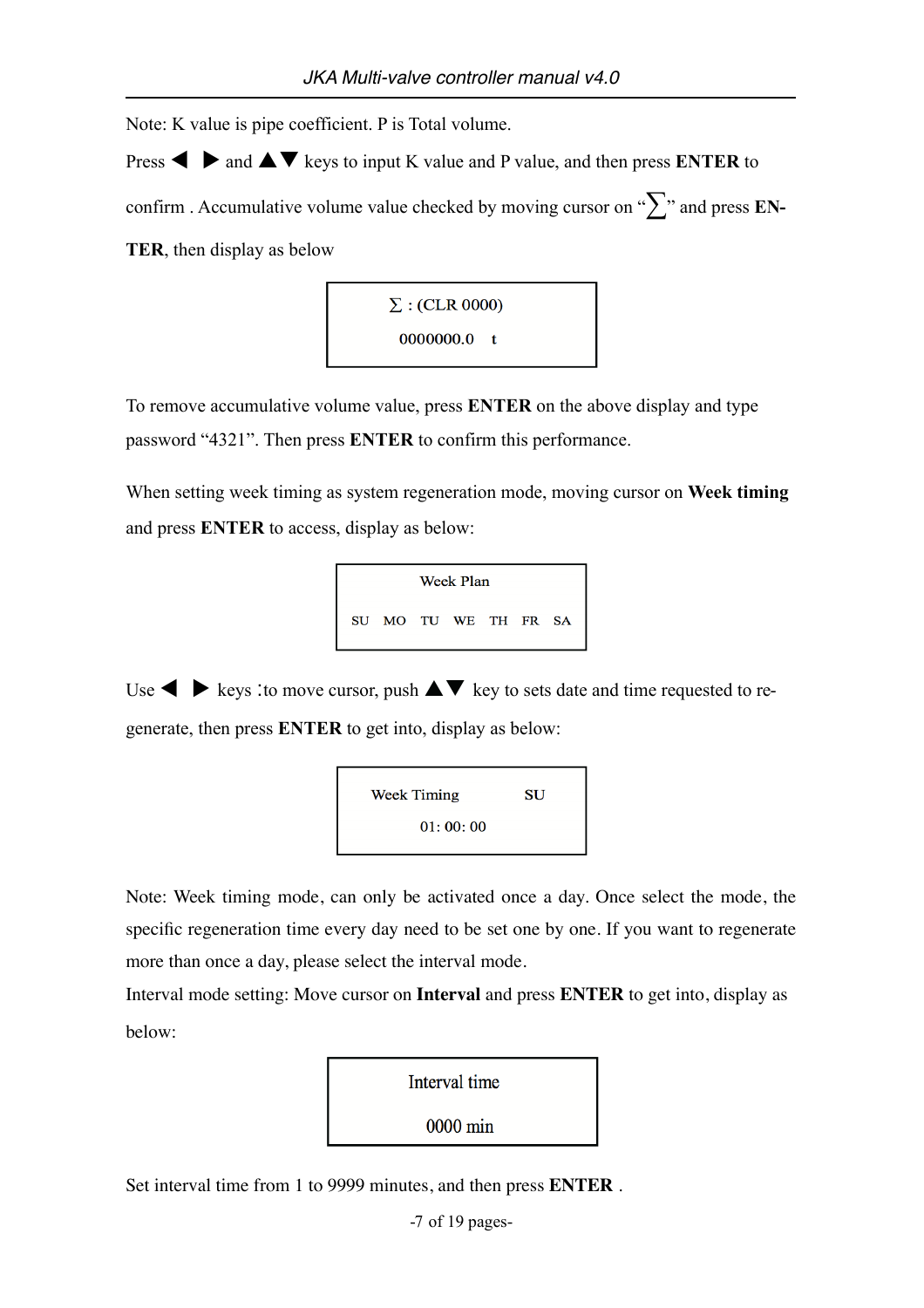Note: K value is pipe coefficient. P is Total volume.

Press ◀ ▶ and ▲▼ keys to input K value and P value, and then press **ENTER** to confirm . Accumulative volume value checked by moving cursor on "∑" and press **ENTER**, then display as below

```
∑ : (CLR 0000)
0000000.0   t
```

To remove accumulative volume value, press **ENTER** on the above display and type password "4321". Then press **ENTER** to confirm this performance.

When setting week timing as system regeneration mode, moving cursor on **Week timing** and press **ENTER** to access, display as below:

```
Week Plan
SU  MO  TU  WE  TH  FR  SA
```

Use ◀ ▶ keys :to move cursor, push ▲▼ key to sets date and time requested to regenerate, then press **ENTER** to get into, display as below:

```
Week Timing        SU
      01: 00: 00
```

Note: Week timing mode, can only be activated once a day. Once select the mode, the specific regeneration time every day need to be set one by one. If you want to regenerate more than once a day, please select the interval mode.

Interval mode setting: Move cursor on **Interval** and press **ENTER** to get into, display as below:

```
Interval time
0000 min
```

Set interval time from 1 to 9999 minutes, and then press **ENTER** .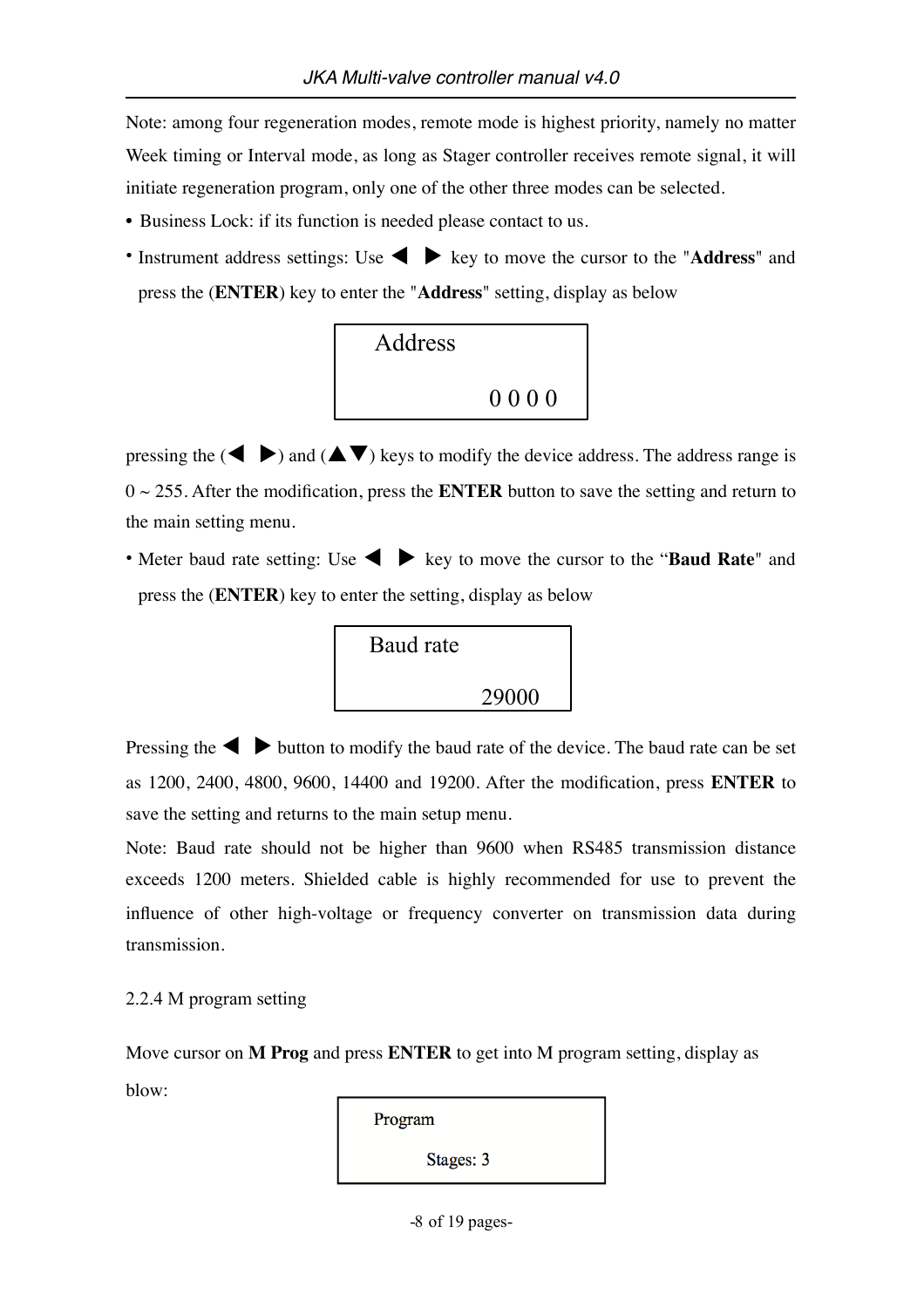Note: among four regeneration modes, remote mode is highest priority, namely no matter Week timing or Interval mode, as long as Stager controller receives remote signal, it will initiate regeneration program, only one of the other three modes can be selected.

- Business Lock: if its function is needed please contact to us.
- Instrument address settings: Use ◀ ▶ key to move the cursor to the "**Address**" and press the (**ENTER**) key to enter the "**Address**" setting, display as below

```
Address

        0 0 0 0
```

pressing the (◀ ▶) and (▲▼) keys to modify the device address. The address range is 0 ~ 255. After the modification, press the **ENTER** button to save the setting and return to the main setting menu.

- Meter baud rate setting: Use ◀ ▶ key to move the cursor to the “**Baud Rate**" and press the (**ENTER**) key to enter the setting, display as below

```
Baud rate

        29000
```

Pressing the ◀ ▶ button to modify the baud rate of the device. The baud rate can be set as 1200, 2400, 4800, 9600, 14400 and 19200. After the modification, press **ENTER** to save the setting and returns to the main setup menu.

Note: Baud rate should not be higher than 9600 when RS485 transmission distance exceeds 1200 meters. Shielded cable is highly recommended for use to prevent the influence of other high-voltage or frequency converter on transmission data during transmission.

2.2.4 M program setting

Move cursor on **M Prog** and press **ENTER** to get into M program setting, display as blow:

```
Program

    Stages: 3
```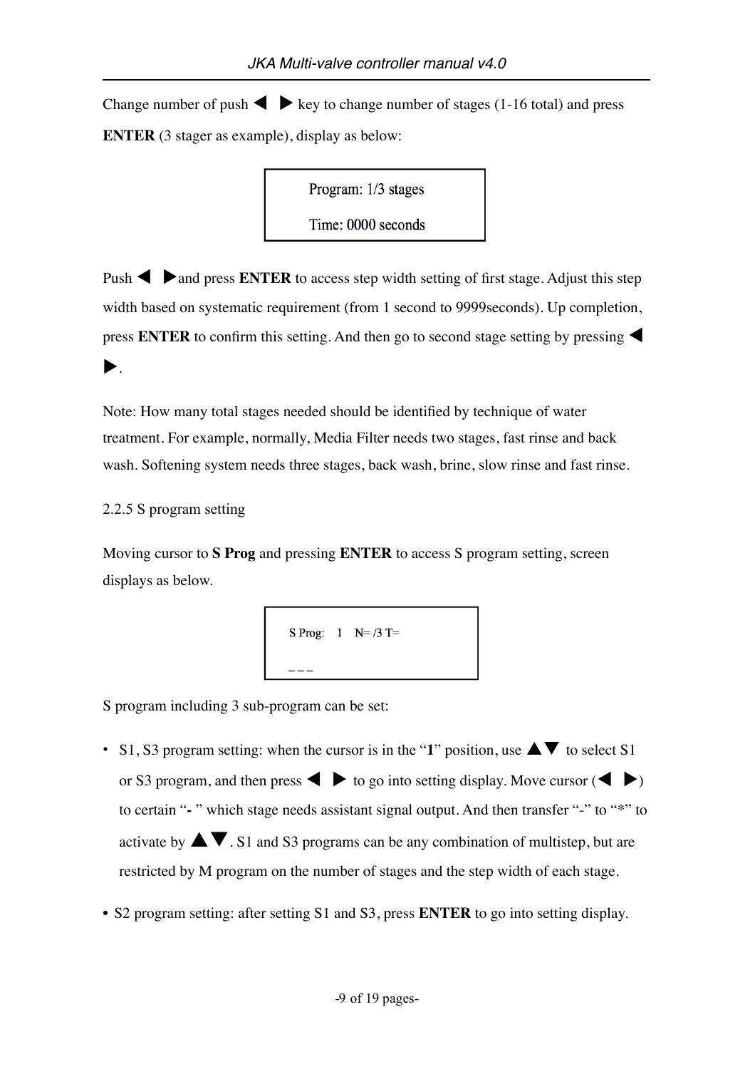Change number of push ◀ ▶ key to change number of stages (1-16 total) and press **ENTER** (3 stager as example), display as below:

```
Program: 1/3 stages
Time: 0000 seconds
```

Push ◀ ▶and press **ENTER** to access step width setting of first stage. Adjust this step width based on systematic requirement (from 1 second to 9999seconds). Up completion, press **ENTER** to confirm this setting. And then go to second stage setting by pressing ◀ ▶.

Note: How many total stages needed should be identified by technique of water treatment. For example, normally, Media Filter needs two stages, fast rinse and back wash. Softening system needs three stages, back wash, brine, slow rinse and fast rinse.

2.2.5 S program setting

Moving cursor to **S Prog** and pressing **ENTER** to access S program setting, screen displays as below.

```
S Prog:   1    N= /3 T=

---
```

S program including 3 sub-program can be set:

- S1, S3 program setting: when the cursor is in the "**1**" position, use ▲▼ to select S1 or S3 program, and then press ◀ ▶ to go into setting display. Move cursor (◀ ▶) to certain "**-** " which stage needs assistant signal output. And then transfer "-" to "*" to activate by ▲▼. S1 and S3 programs can be any combination of multistep, but are restricted by M program on the number of stages and the step width of each stage.
- S2 program setting: after setting S1 and S3, press **ENTER** to go into setting display.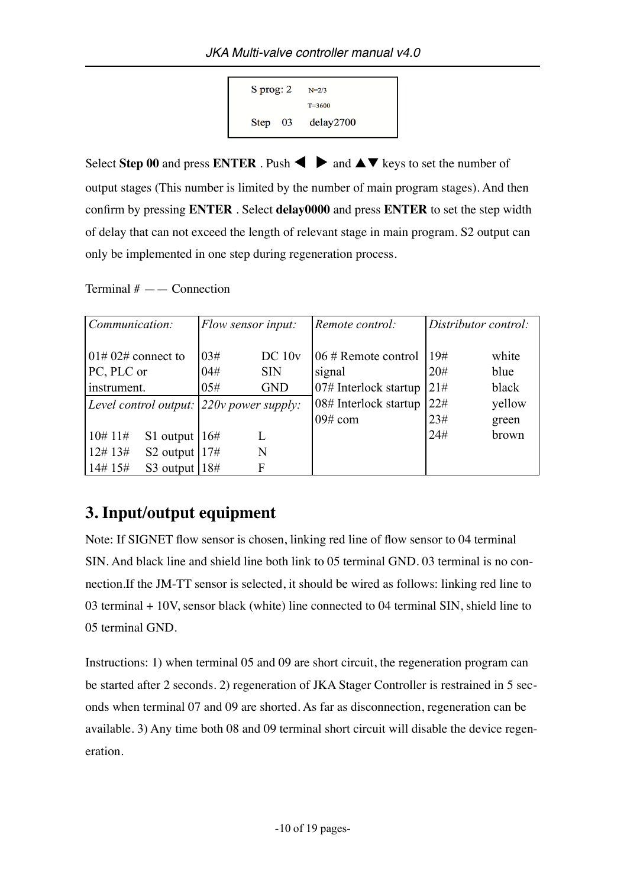```
S prog: 2    N=2/3
             T=3600
Step  03     delay2700
```

Select **Step 00** and press **ENTER** . Push ◀ ▶ and ▲▼ keys to set the number of output stages (This number is limited by the number of main program stages). And then confirm by pressing **ENTER** . Select **delay0000** and press **ENTER** to set the step width of delay that can not exceed the length of relevant stage in main program. S2 output can only be implemented in one step during regeneration process.

Terminal # —— Connection

| *Communication:* | | *Flow sensor input:* | | *Remote control:* | *Distributor control:* | |
|---|---|---|---|---|---|---|
| 01# 02# connect to PC, PLC or instrument. | | 03# | DC 10v | 06 # Remote control signal | 19# | white |
| | | 04# | SIN | 07# Interlock startup | 20# | blue |
| | | 05# | GND | 08# Interlock startup | 21# | black |
| *Level control output:* | | *220v power supply:* | | 09# com | 22# | yellow |
| 10# 11# | S1 output | 16# | L | | 23# | green |
| 12# 13# | S2 output | 17# | N | | 24# | brown |
| 14# 15# | S3 output | 18# | F | | | |

## 3. Input/output equipment

Note: If SIGNET flow sensor is chosen, linking red line of flow sensor to 04 terminal SIN. And black line and shield line both link to 05 terminal GND. 03 terminal is no connection.If the JM-TT sensor is selected, it should be wired as follows: linking red line to 03 terminal + 10V, sensor black (white) line connected to 04 terminal SIN, shield line to 05 terminal GND.

Instructions: 1) when terminal 05 and 09 are short circuit, the regeneration program can be started after 2 seconds. 2) regeneration of JKA Stager Controller is restrained in 5 seconds when terminal 07 and 09 are shorted. As far as disconnection, regeneration can be available. 3) Any time both 08 and 09 terminal short circuit will disable the device regeneration.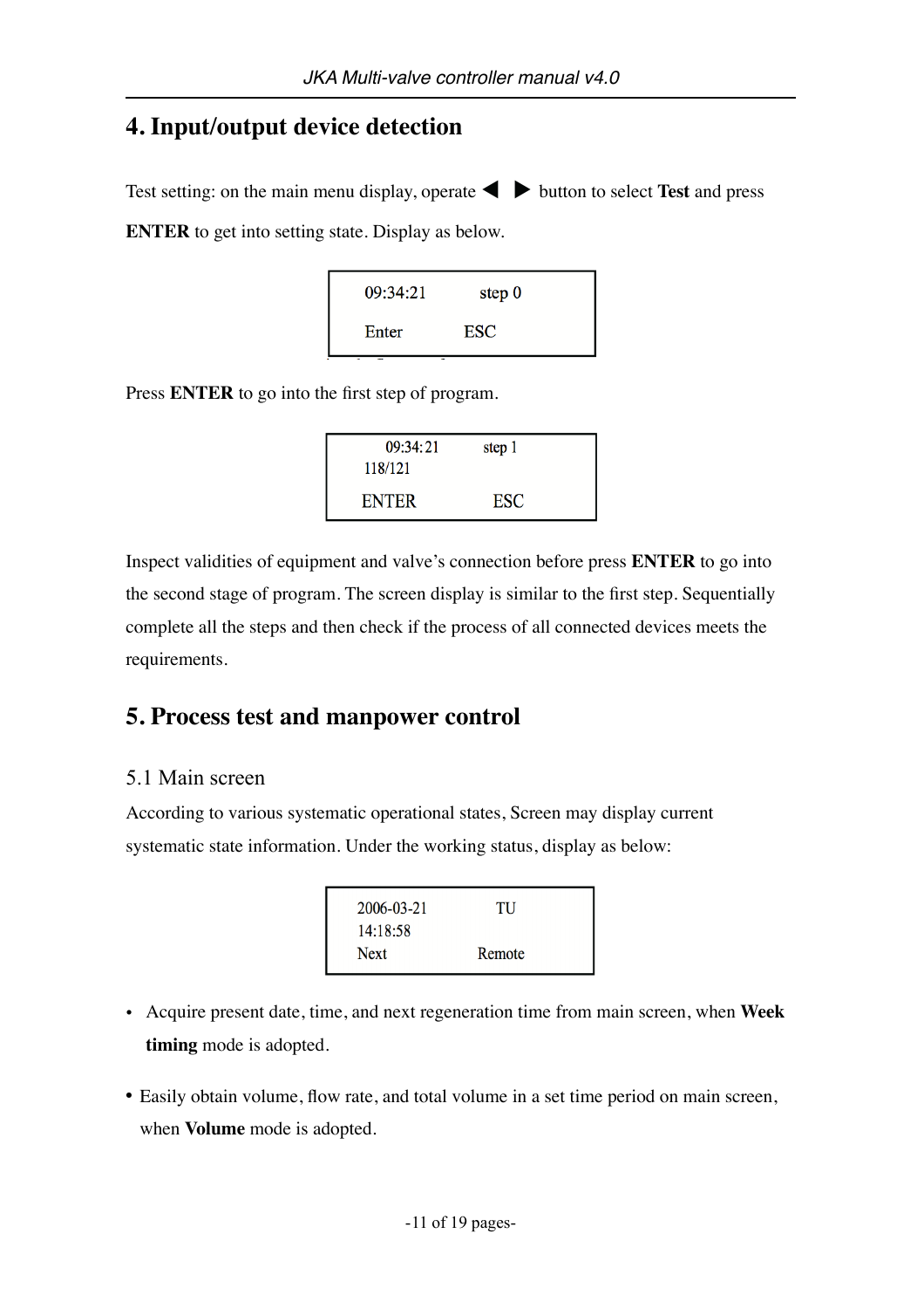# 4. Input/output device detection

Test setting: on the main menu display, operate ◀ ▶ button to select **Test** and press **ENTER** to get into setting state. Display as below.

```
09:34:21      step 0
Enter        ESC
```

Press **ENTER** to go into the first step of program.

```
   09:34:21      step 1
118/121
ENTER            ESC
```

Inspect validities of equipment and valve's connection before press **ENTER** to go into the second stage of program. The screen display is similar to the first step. Sequentially complete all the steps and then check if the process of all connected devices meets the requirements.

# 5. Process test and manpower control

## 5.1 Main screen

According to various systematic operational states, Screen may display current systematic state information. Under the working status, display as below:

```
2006-03-21        TU
14:18:58
Next            Remote
```

- Acquire present date, time, and next regeneration time from main screen, when **Week timing** mode is adopted.
- Easily obtain volume, flow rate, and total volume in a set time period on main screen, when **Volume** mode is adopted.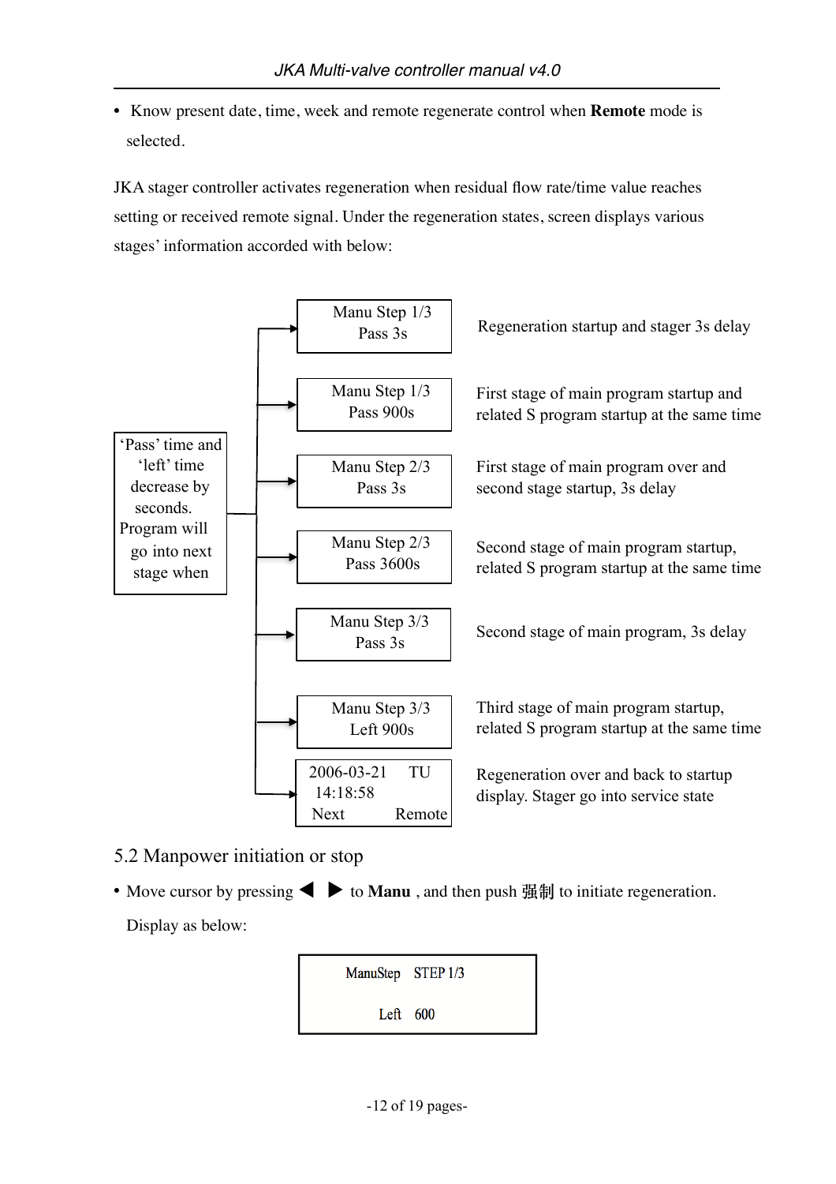- Know present date, time, week and remote regenerate control when **Remote** mode is selected.

JKA stager controller activates regeneration when residual flow rate/time value reaches setting or received remote signal. Under the regeneration states, screen displays various stages' information accorded with below:

'Pass' time and 'left' time decrease by seconds. Program will go into next stage when

| Display | Description |
|---|---|
| Manu Step 1/3<br>Pass 3s | Regeneration startup and stager 3s delay |
| Manu Step 1/3<br>Pass 900s | First stage of main program startup and related S program startup at the same time |
| Manu Step 2/3<br>Pass 3s | First stage of main program over and second stage startup, 3s delay |
| Manu Step 2/3<br>Pass 3600s | Second stage of main program startup, related S program startup at the same time |
| Manu Step 3/3<br>Pass 3s | Second stage of main program, 3s delay |
| Manu Step 3/3<br>Left 900s | Third stage of main program startup, related S program startup at the same time |
| 2006-03-21 TU<br>14:18:58<br>Next Remote | Regeneration over and back to startup display. Stager go into service state |

## 5.2 Manpower initiation or stop

- Move cursor by pressing ◀ ▶ to **Manu** , and then push 强制 to initiate regeneration.

  Display as below:

```
ManuStep   STEP 1/3
Left   600
```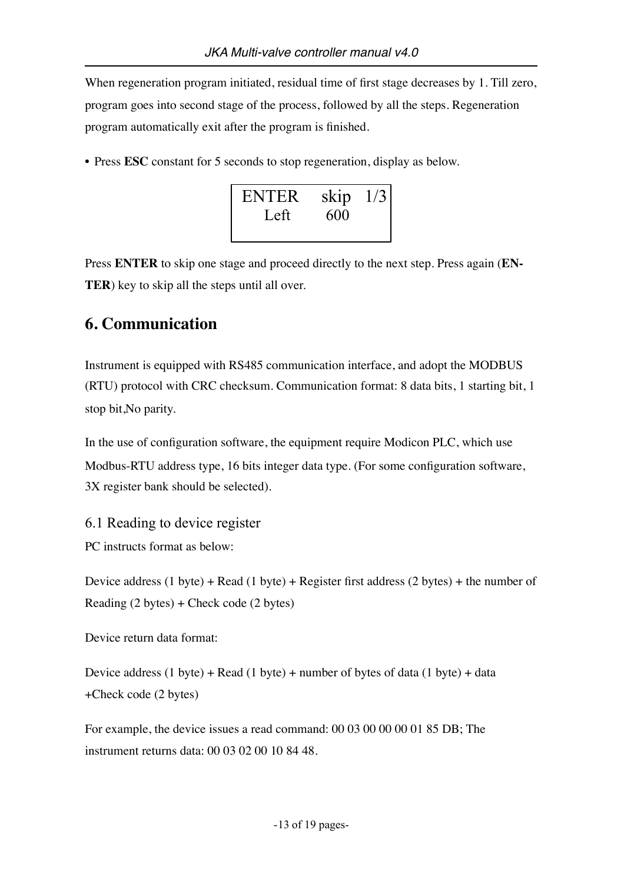When regeneration program initiated, residual time of first stage decreases by 1. Till zero, program goes into second stage of the process, followed by all the steps. Regeneration program automatically exit after the program is finished.

- Press **ESC** constant for 5 seconds to stop regeneration, display as below.

```
ENTER    skip  1/3
  Left     600
```

Press **ENTER** to skip one stage and proceed directly to the next step. Press again (**ENTER**) key to skip all the steps until all over.

## 6. Communication

Instrument is equipped with RS485 communication interface, and adopt the MODBUS (RTU) protocol with CRC checksum. Communication format: 8 data bits, 1 starting bit, 1 stop bit,No parity.

In the use of configuration software, the equipment require Modicon PLC, which use Modbus-RTU address type, 16 bits integer data type. (For some configuration software, 3X register bank should be selected).

### 6.1 Reading to device register

PC instructs format as below:

Device address (1 byte) + Read (1 byte) + Register first address (2 bytes) + the number of Reading (2 bytes) + Check code (2 bytes)

Device return data format:

Device address (1 byte) + Read (1 byte) + number of bytes of data (1 byte) + data +Check code (2 bytes)

For example, the device issues a read command: 00 03 00 00 00 01 85 DB; The instrument returns data: 00 03 02 00 10 84 48.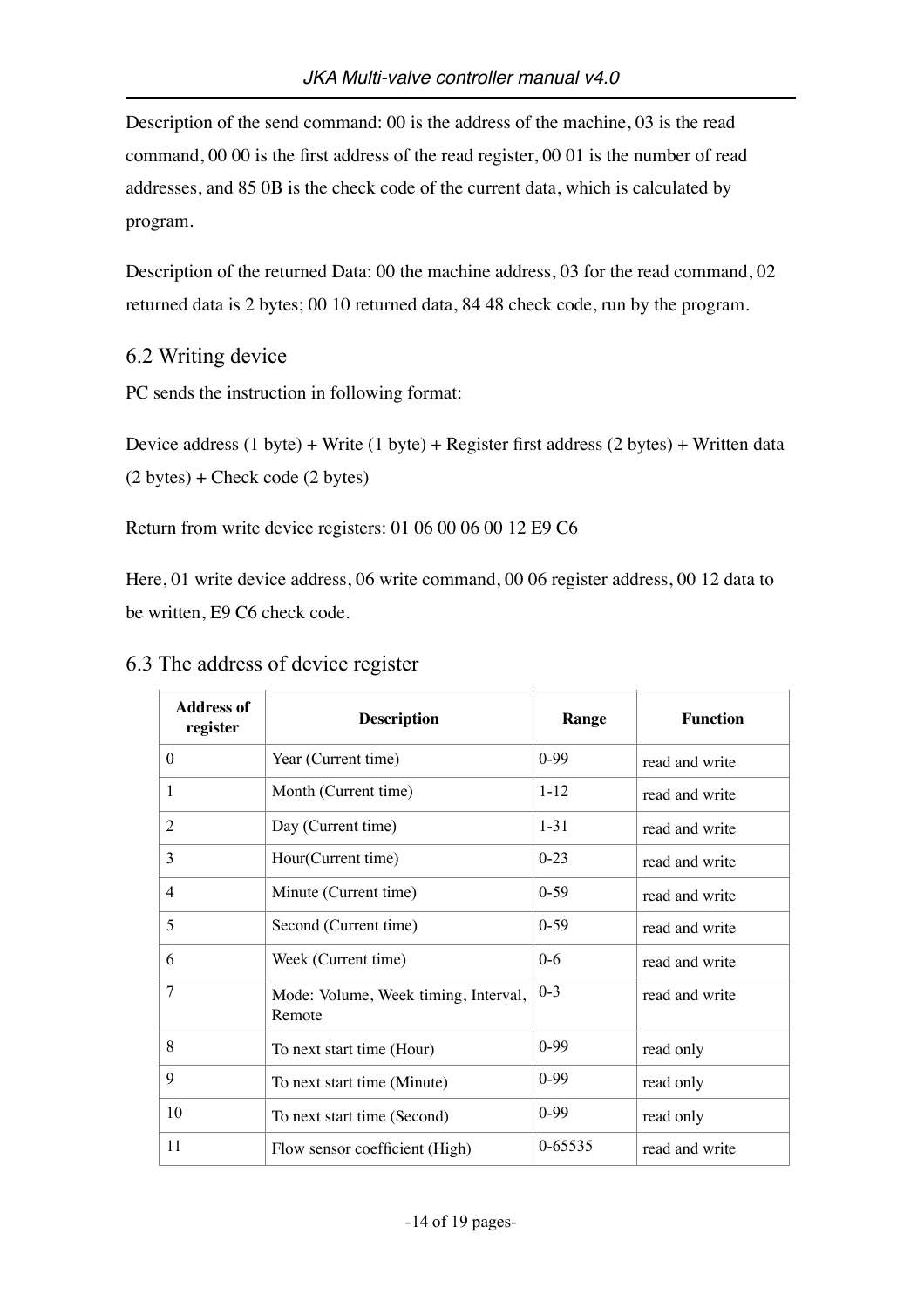Description of the send command: 00 is the address of the machine, 03 is the read command, 00 00 is the first address of the read register, 00 01 is the number of read addresses, and 85 0B is the check code of the current data, which is calculated by program.

Description of the returned Data: 00 the machine address, 03 for the read command, 02 returned data is 2 bytes; 00 10 returned data, 84 48 check code, run by the program.

## 6.2 Writing device

PC sends the instruction in following format:

Device address (1 byte) + Write (1 byte) + Register first address (2 bytes) + Written data (2 bytes) + Check code (2 bytes)

Return from write device registers: 01 06 00 06 00 12 E9 C6

Here, 01 write device address, 06 write command, 00 06 register address, 00 12 data to be written, E9 C6 check code.

## 6.3 The address of device register

| Address of register | Description | Range | Function |
|---|---|---|---|
| 0 | Year (Current time) | 0-99 | read and write |
| 1 | Month (Current time) | 1-12 | read and write |
| 2 | Day (Current time) | 1-31 | read and write |
| 3 | Hour(Current time) | 0-23 | read and write |
| 4 | Minute (Current time) | 0-59 | read and write |
| 5 | Second (Current time) | 0-59 | read and write |
| 6 | Week (Current time) | 0-6 | read and write |
| 7 | Mode: Volume, Week timing, Interval, Remote | 0-3 | read and write |
| 8 | To next start time (Hour) | 0-99 | read only |
| 9 | To next start time (Minute) | 0-99 | read only |
| 10 | To next start time (Second) | 0-99 | read only |
| 11 | Flow sensor coefficient (High) | 0-65535 | read and write |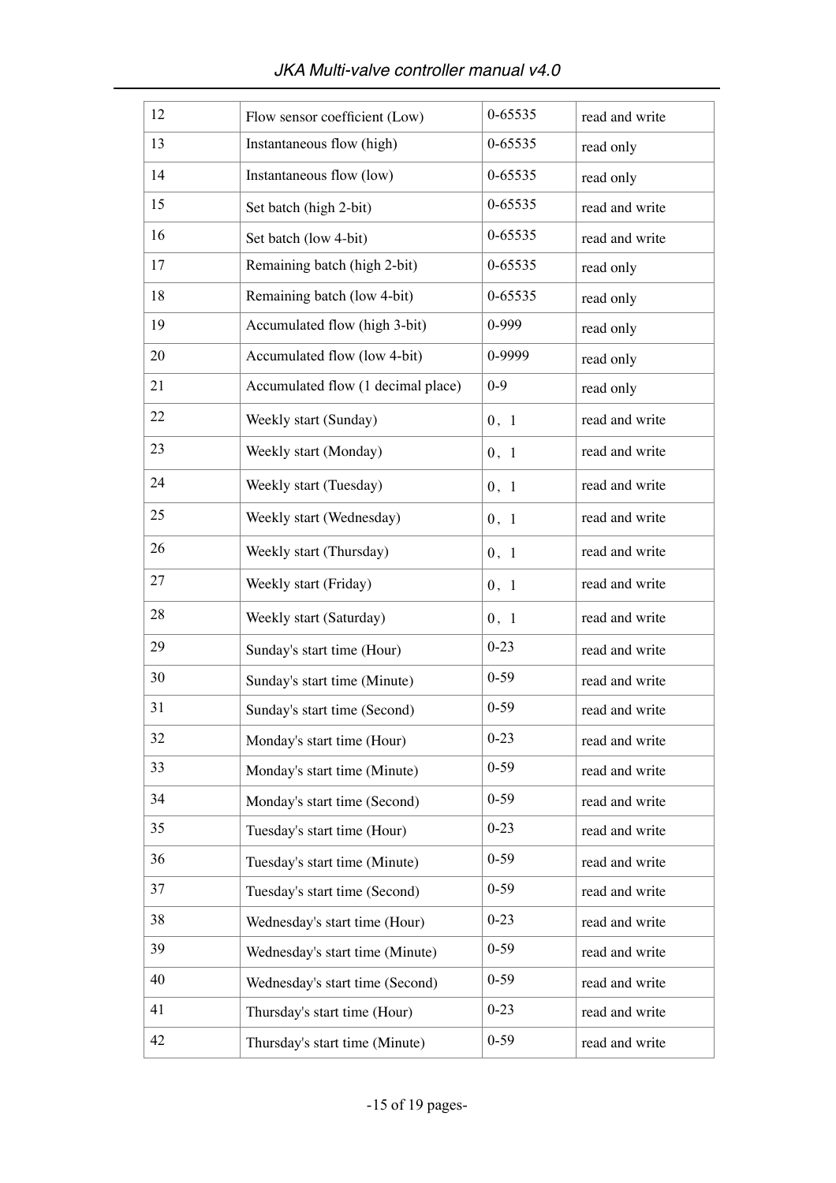| 12 | Flow sensor coefficient (Low) | 0-65535 | read and write |
|---|---|---|---|
| 13 | Instantaneous flow (high) | 0-65535 | read only |
| 14 | Instantaneous flow (low) | 0-65535 | read only |
| 15 | Set batch (high 2-bit) | 0-65535 | read and write |
| 16 | Set batch (low 4-bit) | 0-65535 | read and write |
| 17 | Remaining batch (high 2-bit) | 0-65535 | read only |
| 18 | Remaining batch (low 4-bit) | 0-65535 | read only |
| 19 | Accumulated flow (high 3-bit) | 0-999 | read only |
| 20 | Accumulated flow (low 4-bit) | 0-9999 | read only |
| 21 | Accumulated flow (1 decimal place) | 0-9 | read only |
| 22 | Weekly start (Sunday) | 0，1 | read and write |
| 23 | Weekly start (Monday) | 0，1 | read and write |
| 24 | Weekly start (Tuesday) | 0，1 | read and write |
| 25 | Weekly start (Wednesday) | 0，1 | read and write |
| 26 | Weekly start (Thursday) | 0，1 | read and write |
| 27 | Weekly start (Friday) | 0，1 | read and write |
| 28 | Weekly start (Saturday) | 0，1 | read and write |
| 29 | Sunday's start time (Hour) | 0-23 | read and write |
| 30 | Sunday's start time (Minute) | 0-59 | read and write |
| 31 | Sunday's start time (Second) | 0-59 | read and write |
| 32 | Monday's start time (Hour) | 0-23 | read and write |
| 33 | Monday's start time (Minute) | 0-59 | read and write |
| 34 | Monday's start time (Second) | 0-59 | read and write |
| 35 | Tuesday's start time (Hour) | 0-23 | read and write |
| 36 | Tuesday's start time (Minute) | 0-59 | read and write |
| 37 | Tuesday's start time (Second) | 0-59 | read and write |
| 38 | Wednesday's start time (Hour) | 0-23 | read and write |
| 39 | Wednesday's start time (Minute) | 0-59 | read and write |
| 40 | Wednesday's start time (Second) | 0-59 | read and write |
| 41 | Thursday's start time (Hour) | 0-23 | read and write |
| 42 | Thursday's start time (Minute) | 0-59 | read and write |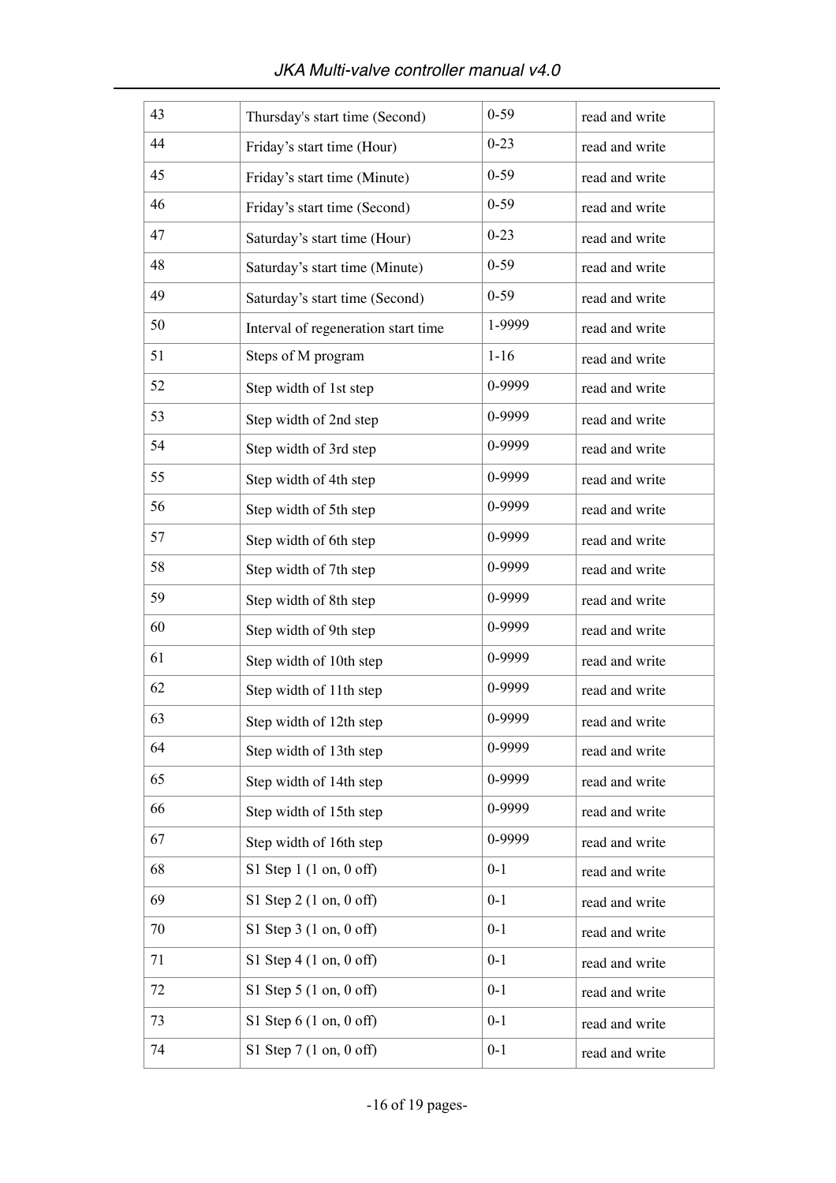| 43 | Thursday's start time (Second) | 0-59 | read and write |
|---|---|---|---|
| 44 | Friday's start time (Hour) | 0-23 | read and write |
| 45 | Friday's start time (Minute) | 0-59 | read and write |
| 46 | Friday's start time (Second) | 0-59 | read and write |
| 47 | Saturday's start time (Hour) | 0-23 | read and write |
| 48 | Saturday's start time (Minute) | 0-59 | read and write |
| 49 | Saturday's start time (Second) | 0-59 | read and write |
| 50 | Interval of regeneration start time | 1-9999 | read and write |
| 51 | Steps of M program | 1-16 | read and write |
| 52 | Step width of 1st step | 0-9999 | read and write |
| 53 | Step width of 2nd step | 0-9999 | read and write |
| 54 | Step width of 3rd step | 0-9999 | read and write |
| 55 | Step width of 4th step | 0-9999 | read and write |
| 56 | Step width of 5th step | 0-9999 | read and write |
| 57 | Step width of 6th step | 0-9999 | read and write |
| 58 | Step width of 7th step | 0-9999 | read and write |
| 59 | Step width of 8th step | 0-9999 | read and write |
| 60 | Step width of 9th step | 0-9999 | read and write |
| 61 | Step width of 10th step | 0-9999 | read and write |
| 62 | Step width of 11th step | 0-9999 | read and write |
| 63 | Step width of 12th step | 0-9999 | read and write |
| 64 | Step width of 13th step | 0-9999 | read and write |
| 65 | Step width of 14th step | 0-9999 | read and write |
| 66 | Step width of 15th step | 0-9999 | read and write |
| 67 | Step width of 16th step | 0-9999 | read and write |
| 68 | S1 Step 1 (1 on, 0 off) | 0-1 | read and write |
| 69 | S1 Step 2 (1 on, 0 off) | 0-1 | read and write |
| 70 | S1 Step 3 (1 on, 0 off) | 0-1 | read and write |
| 71 | S1 Step 4 (1 on, 0 off) | 0-1 | read and write |
| 72 | S1 Step 5 (1 on, 0 off) | 0-1 | read and write |
| 73 | S1 Step 6 (1 on, 0 off) | 0-1 | read and write |
| 74 | S1 Step 7 (1 on, 0 off) | 0-1 | read and write |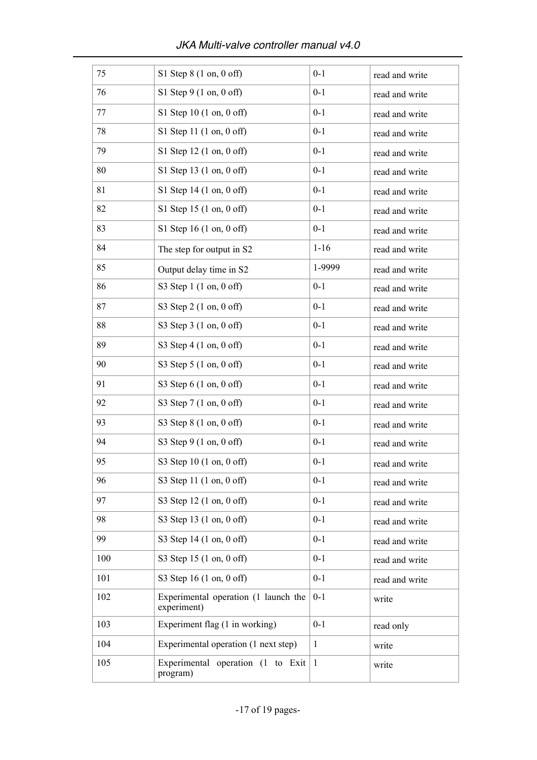| | | | |
|---|---|---|---|
| 75 | S1 Step 8 (1 on, 0 off) | 0-1 | read and write |
| 76 | S1 Step 9 (1 on, 0 off) | 0-1 | read and write |
| 77 | S1 Step 10 (1 on, 0 off) | 0-1 | read and write |
| 78 | S1 Step 11 (1 on, 0 off) | 0-1 | read and write |
| 79 | S1 Step 12 (1 on, 0 off) | 0-1 | read and write |
| 80 | S1 Step 13 (1 on, 0 off) | 0-1 | read and write |
| 81 | S1 Step 14 (1 on, 0 off) | 0-1 | read and write |
| 82 | S1 Step 15 (1 on, 0 off) | 0-1 | read and write |
| 83 | S1 Step 16 (1 on, 0 off) | 0-1 | read and write |
| 84 | The step for output in S2 | 1-16 | read and write |
| 85 | Output delay time in S2 | 1-9999 | read and write |
| 86 | S3 Step 1 (1 on, 0 off) | 0-1 | read and write |
| 87 | S3 Step 2 (1 on, 0 off) | 0-1 | read and write |
| 88 | S3 Step 3 (1 on, 0 off) | 0-1 | read and write |
| 89 | S3 Step 4 (1 on, 0 off) | 0-1 | read and write |
| 90 | S3 Step 5 (1 on, 0 off) | 0-1 | read and write |
| 91 | S3 Step 6 (1 on, 0 off) | 0-1 | read and write |
| 92 | S3 Step 7 (1 on, 0 off) | 0-1 | read and write |
| 93 | S3 Step 8 (1 on, 0 off) | 0-1 | read and write |
| 94 | S3 Step 9 (1 on, 0 off) | 0-1 | read and write |
| 95 | S3 Step 10 (1 on, 0 off) | 0-1 | read and write |
| 96 | S3 Step 11 (1 on, 0 off) | 0-1 | read and write |
| 97 | S3 Step 12 (1 on, 0 off) | 0-1 | read and write |
| 98 | S3 Step 13 (1 on, 0 off) | 0-1 | read and write |
| 99 | S3 Step 14 (1 on, 0 off) | 0-1 | read and write |
| 100 | S3 Step 15 (1 on, 0 off) | 0-1 | read and write |
| 101 | S3 Step 16 (1 on, 0 off) | 0-1 | read and write |
| 102 | Experimental operation (1 launch the experiment) | 0-1 | write |
| 103 | Experiment flag (1 in working) | 0-1 | read only |
| 104 | Experimental operation (1 next step) | 1 | write |
| 105 | Experimental operation (1 to Exit program) | 1 | write |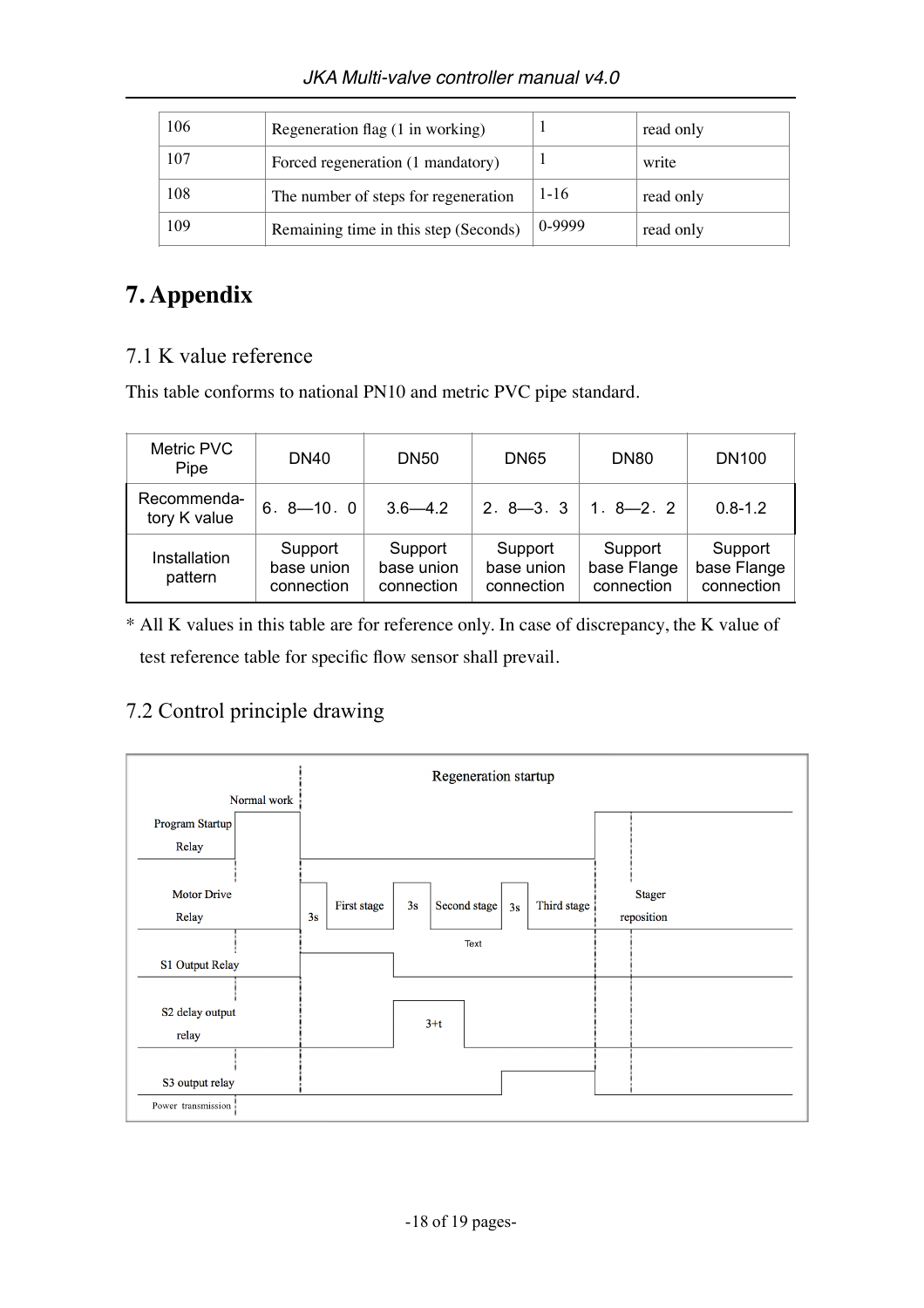| | | | |
|---|---|---|---|
| 106 | Regeneration flag (1 in working) | 1 | read only |
| 107 | Forced regeneration (1 mandatory) | 1 | write |
| 108 | The number of steps for regeneration | 1-16 | read only |
| 109 | Remaining time in this step (Seconds) | 0-9999 | read only |

# 7. Appendix

## 7.1 K value reference

This table conforms to national PN10 and metric PVC pipe standard.

| Metric PVC Pipe | DN40 | DN50 | DN65 | DN80 | DN100 |
|---|---|---|---|---|---|
| Recommendatory K value | 6．8—10．0 | 3.6—4.2 | 2．8—3．3 | 1．8—2．2 | 0.8-1.2 |
| Installation pattern | Support base union connection | Support base union connection | Support base union connection | Support base Flange connection | Support base Flange connection |

* All K values in this table are for reference only. In case of discrepancy, the K value of test reference table for specific flow sensor shall prevail.

## 7.2 Control principle drawing

Regeneration startup

Normal work

Program Startup Relay

Motor Drive Relay

3s

First stage

3s

Second stage

3s

Third stage

Stager reposition

Text

S1 Output Relay

S2 delay output relay

3+t

S3 output relay

Power transmission